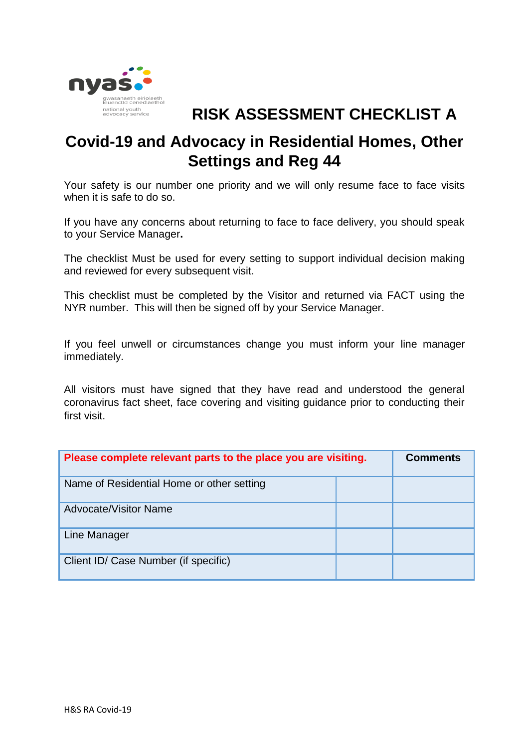# RISK ASSESSMENT CHECKLIST A

## Covid-19 and Advocacy in Residential Homes, Other Settings and Reg 44

Your safety is our number one priority and we will only resume face to face visits when it is safe to do so.

If you have any concerns about returning to face to face delivery, you should speak to your Service Manager**.**

The checklist Must be used for every setting to support individual decision making and reviewed for every subsequent visit.

This checklist must be completed by the Visitor and returned via FACT using the NYR number. This will then be signed off by your Service Manager.

If you feel unwell or circumstances change you must inform your line manager immediately.

All visitors must have signed that they have read and understood the general coronavirus fact sheet, face covering and visiting guidance prior to conducting their first visit.

| **Please complete relevant parts to the place you are visiting.** | | **Comments** |
|---|---|---|
| Name of Residential Home or other setting | | |
| Advocate/Visitor Name | | |
| Line Manager | | |
| Client ID/ Case Number (if specific) | | |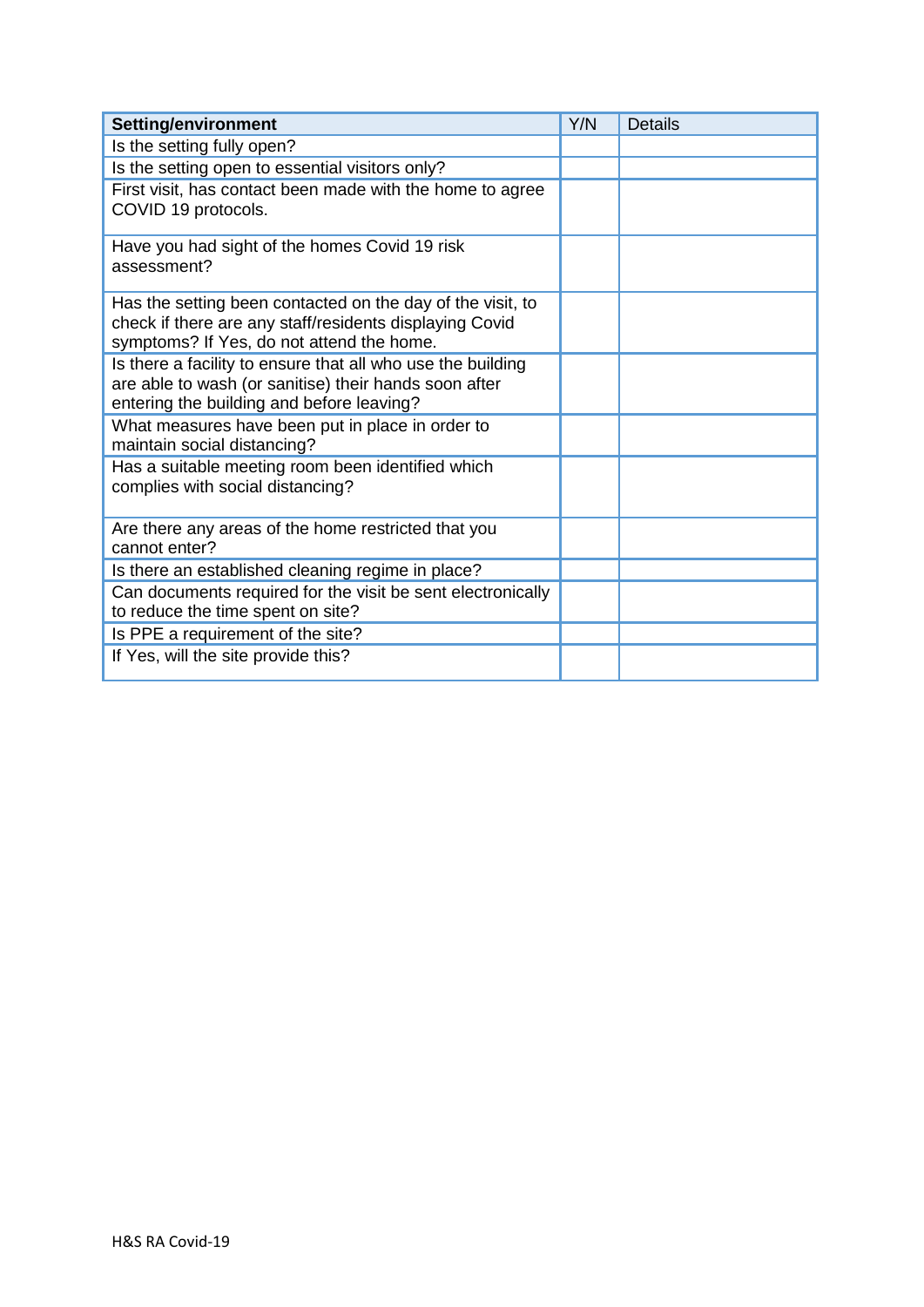| **Setting/environment** | Y/N | Details |
|---|---|---|
| Is the setting fully open? | | |
| Is the setting open to essential visitors only? | | |
| First visit, has contact been made with the home to agree COVID 19 protocols. | | |
| Have you had sight of the homes Covid 19 risk assessment? | | |
| Has the setting been contacted on the day of the visit, to check if there are any staff/residents displaying Covid symptoms? If Yes, do not attend the home. | | |
| Is there a facility to ensure that all who use the building are able to wash (or sanitise) their hands soon after entering the building and before leaving? | | |
| What measures have been put in place in order to maintain social distancing? | | |
| Has a suitable meeting room been identified which complies with social distancing? | | |
| Are there any areas of the home restricted that you cannot enter? | | |
| Is there an established cleaning regime in place? | | |
| Can documents required for the visit be sent electronically to reduce the time spent on site? | | |
| Is PPE a requirement of the site? | | |
| If Yes, will the site provide this? | | |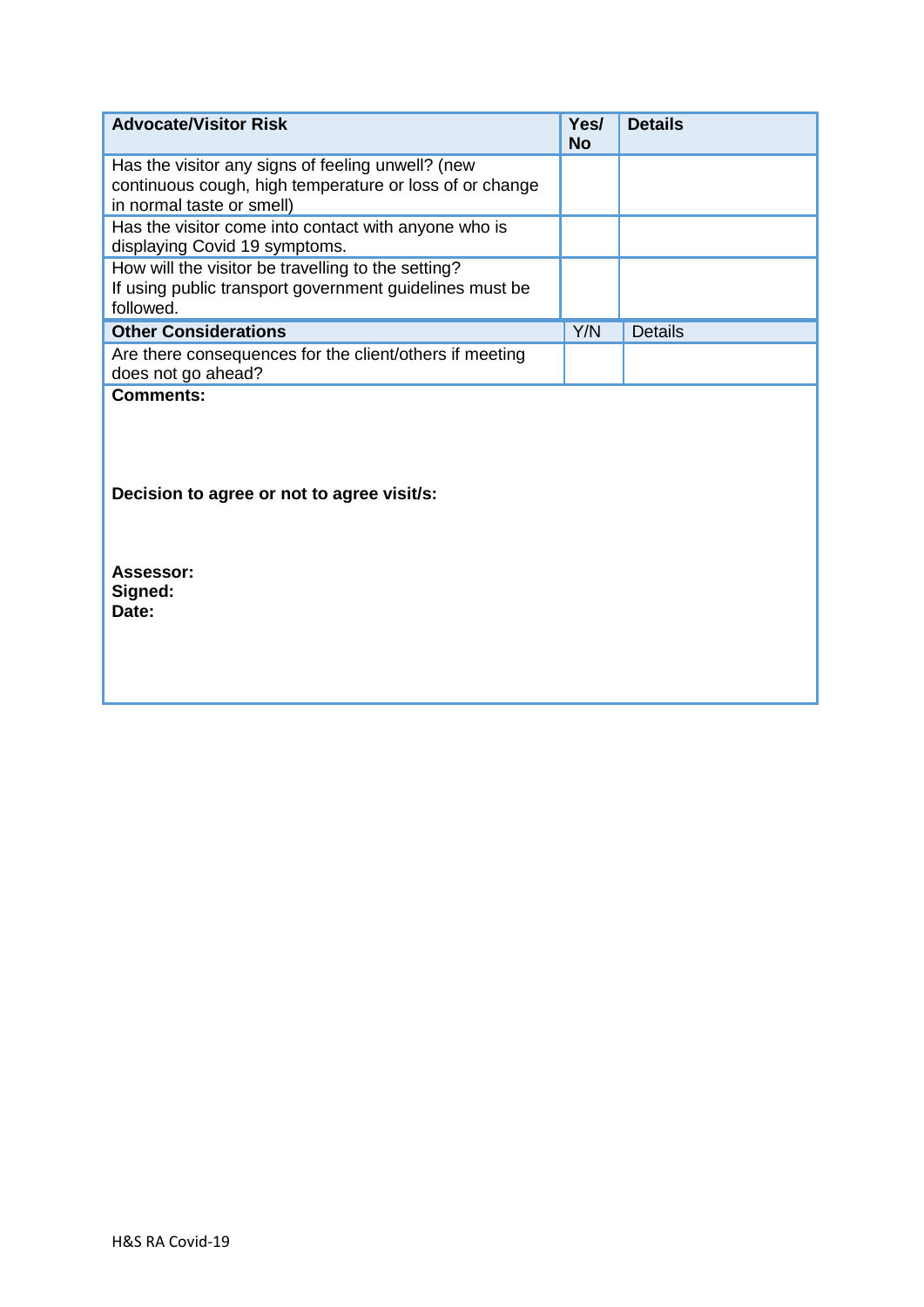| Advocate/Visitor Risk | Yes/ No | Details |
|---|---|---|
| Has the visitor any signs of feeling unwell? (new continuous cough, high temperature or loss of or change in normal taste or smell) | | |
| Has the visitor come into contact with anyone who is displaying Covid 19 symptoms. | | |
| How will the visitor be travelling to the setting? If using public transport government guidelines must be followed. | | |
| **Other Considerations** | Y/N | Details |
| Are there consequences for the client/others if meeting does not go ahead? | | |

**Comments:**

**Decision to agree or not to agree visit/s:**

**Assessor:**
**Signed:**
**Date:**